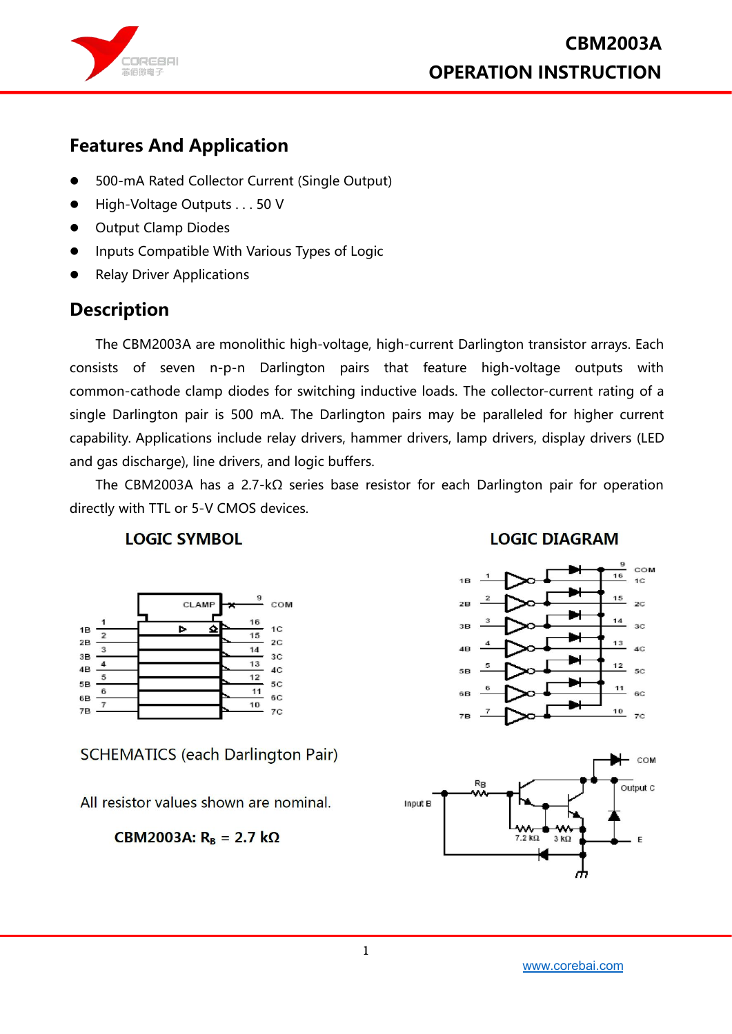## Features And Application

- 500-mA Rated Collector Current (Single Output)
- High-Voltage Outputs . . . 50 V
- Output Clamp Diodes
- Inputs Compatible With Various Types of Logic
- Relay Driver Applications

## Description

The CBM2003A are monolithic high-voltage, high-current Darlington transistor arrays. Each consists of seven n-p-n Darlington pairs that feature high-voltage outputs with common-cathode clamp diodes for switching inductive loads. The collector-current rating of a single Darlington pair is 500 mA. The Darlington pairs may be paralleled for higher current capability. Applications include relay drivers, hammer drivers, lamp drivers, display drivers (LED and gas discharge), line drivers, and logic buffers.

The CBM2003A has a 2.7-kΩ series base resistor for each Darlington pair for operation directly with TTL or 5-V CMOS devices.

### LOGIC SYMBOL

### LOGIC DIAGRAM

SCHEMATICS (each Darlington Pair)

All resistor values shown are nominal.

**CBM2003A: $R_B$ = 2.7 kΩ**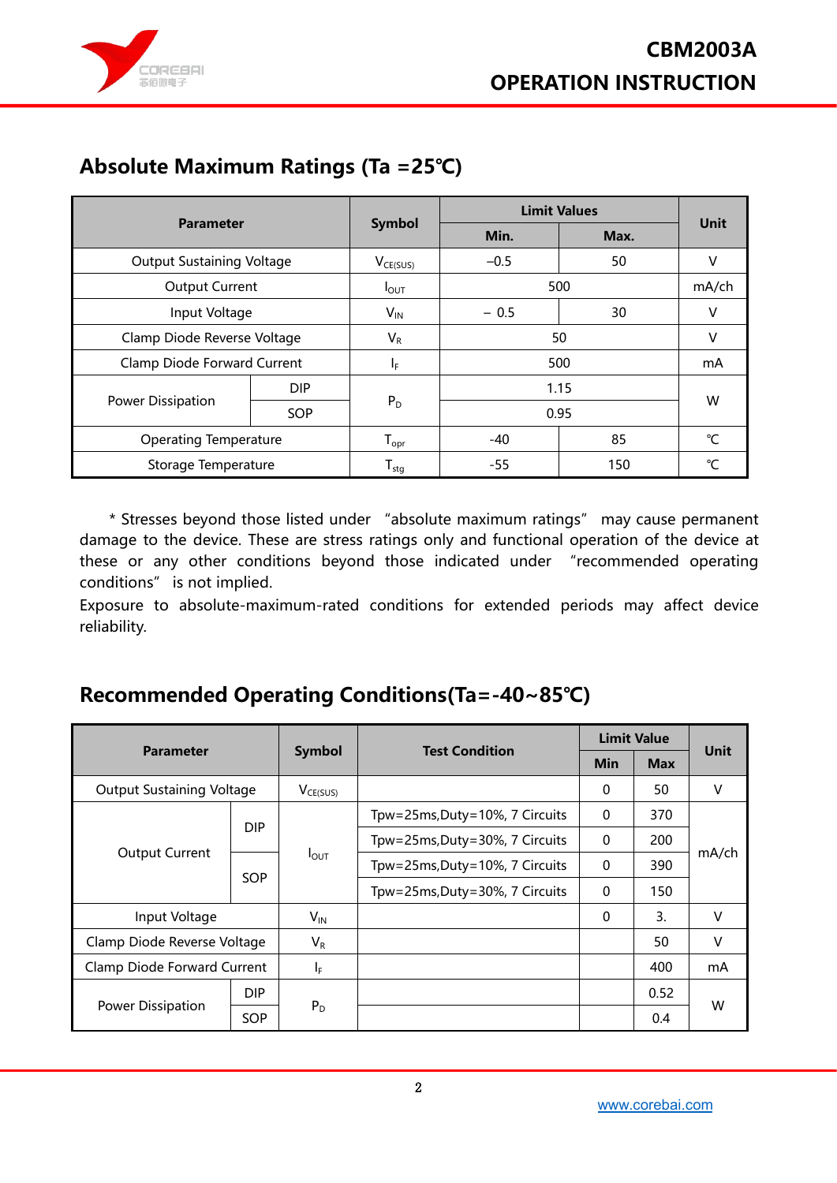## Absolute Maximum Ratings (Ta =25℃)

| Parameter | | Symbol | Limit Values | | Unit |
|---|---|---|---|---|---|
| | | | Min. | Max. | |
| Output Sustaining Voltage | | $V_{CE(SUS)}$ | –0.5 | 50 | V |
| Output Current | | $I_{OUT}$ | 500 | | mA/ch |
| Input Voltage | | $V_{IN}$ | － 0.5 | 30 | V |
| Clamp Diode Reverse Voltage | | $V_R$ | 50 | | V |
| Clamp Diode Forward Current | | $I_F$ | 500 | | mA |
| Power Dissipation | DIP | $P_D$ | 1.15 | | W |
| | SOP | | 0.95 | | |
| Operating Temperature | | $T_{opr}$ | -40 | 85 | ℃ |
| Storage Temperature | | $T_{stg}$ | -55 | 150 | ℃ |

\* Stresses beyond those listed under "absolute maximum ratings" may cause permanent damage to the device. These are stress ratings only and functional operation of the device at these or any other conditions beyond those indicated under "recommended operating conditions" is not implied.

Exposure to absolute-maximum-rated conditions for extended periods may affect device reliability.

## Recommended Operating Conditions(Ta=-40~85℃)

| Parameter | | Symbol | Test Condition | Limit Value | | Unit |
|---|---|---|---|---|---|---|
| | | | | Min | Max | |
| Output Sustaining Voltage | | $V_{CE(SUS)}$ | | 0 | 50 | V |
| Output Current | DIP | $I_{OUT}$ | Tpw=25ms,Duty=10%, 7 Circuits | 0 | 370 | mA/ch |
| | | | Tpw=25ms,Duty=30%, 7 Circuits | 0 | 200 | |
| | SOP | | Tpw=25ms,Duty=10%, 7 Circuits | 0 | 390 | |
| | | | Tpw=25ms,Duty=30%, 7 Circuits | 0 | 150 | |
| Input Voltage | | $V_{IN}$ | | 0 | 3. | V |
| Clamp Diode Reverse Voltage | | $V_R$ | | | 50 | V |
| Clamp Diode Forward Current | | $I_F$ | | | 400 | mA |
| Power Dissipation | DIP | $P_D$ | | | 0.52 | W |
| | SOP | | | | 0.4 | |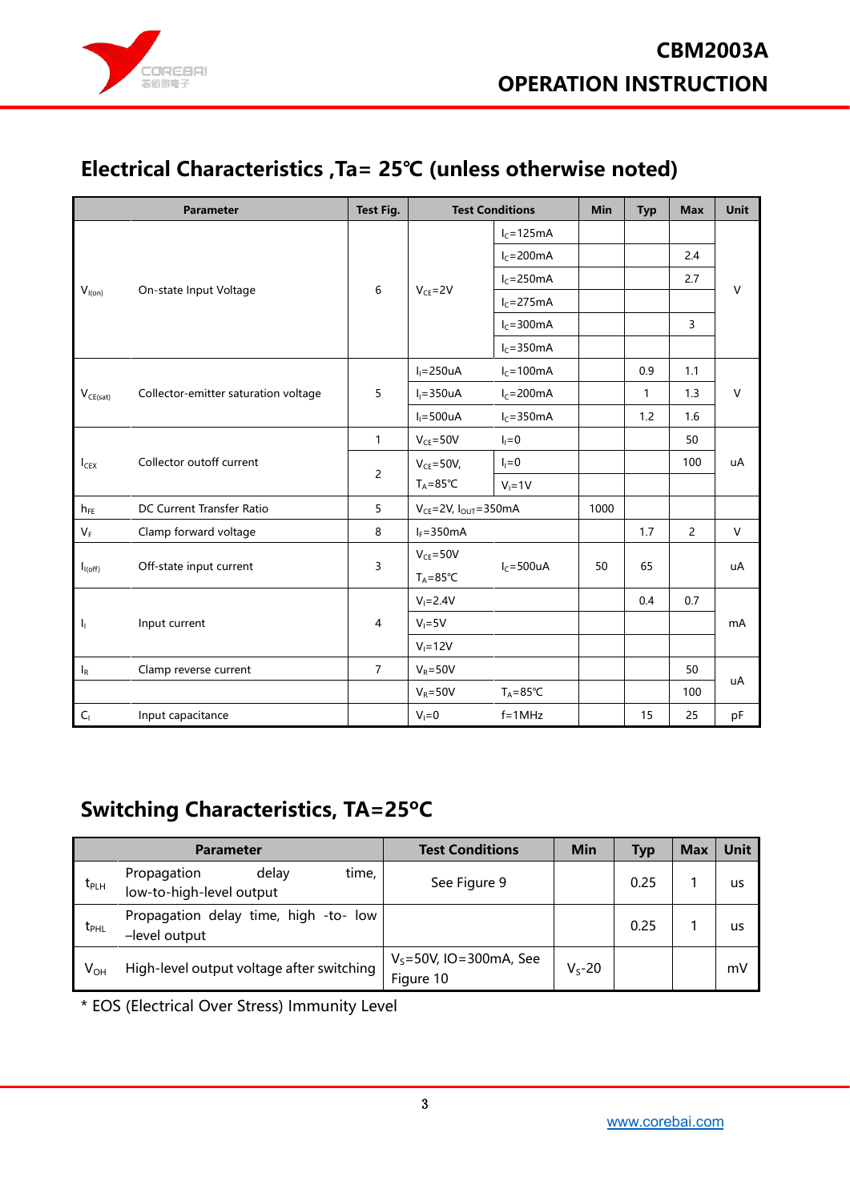## Electrical Characteristics ,Ta= 25℃ (unless otherwise noted)

| Parameter | | Test Fig. | Test Conditions | | Min | Typ | Max | Unit |
|---|---|---|---|---|---|---|---|---|
| $V_{I(on)}$ | On-state Input Voltage | 6 | $V_{CE}$=2V | $I_C$=125mA | | | | V |
| | | | | $I_C$=200mA | | | 2.4 | |
| | | | | $I_C$=250mA | | | 2.7 | |
| | | | | $I_C$=275mA | | | | |
| | | | | $I_C$=300mA | | | 3 | |
| | | | | $I_C$=350mA | | | | |
| $V_{CE(sat)}$ | Collector-emitter saturation voltage | 5 | $I_I$=250uA | $I_C$=100mA | | 0.9 | 1.1 | V |
| | | | $I_I$=350uA | $I_C$=200mA | | 1 | 1.3 | |
| | | | $I_I$=500uA | $I_C$=350mA | | 1.2 | 1.6 | |
| $I_{CEX}$ | Collector outoff current | 1 | $V_{CE}$=50V | $I_I$=0 | | | 50 | uA |
| | | 2 | $V_{CE}$=50V, $T_A$=85℃ | $I_I$=0 | | | 100 | |
| | | | | $V_I$=1V | | | | |
| $h_{FE}$ | DC Current Transfer Ratio | 5 | $V_{CE}$=2V, $I_{OUT}$=350mA | | 1000 | | | |
| $V_F$ | Clamp forward voltage | 8 | $I_F$=350mA | | | 1.7 | 2 | V |
| $I_{I(off)}$ | Off-state input current | 3 | $V_{CE}$=50V $T_A$=85℃ | $I_C$=500uA | 50 | 65 | | uA |
| $I_I$ | Input current | 4 | $V_I$=2.4V | | | 0.4 | 0.7 | mA |
| | | | $V_I$=5V | | | | | |
| | | | $V_I$=12V | | | | | |
| $I_R$ | Clamp reverse current | 7 | $V_R$=50V | | | | 50 | uA |
| | | | $V_R$=50V | $T_A$=85℃ | | | 100 | |
| $C_I$ | Input capacitance | | $V_I$=0 | f=1MHz | | 15 | 25 | pF |

## Switching Characteristics, TA=25°C

| Parameter | | Test Conditions | Min | Typ | Max | Unit |
|---|---|---|---|---|---|---|
| $t_{PLH}$ | Propagation delay time, low-to-high-level output | See Figure 9 | | 0.25 | 1 | us |
| $t_{PHL}$ | Propagation delay time, high -to- low –level output | | | 0.25 | 1 | us |
| $V_{OH}$ | High-level output voltage after switching | $V_S$=50V, IO=300mA, See Figure 10 | $V_S$-20 | | | mV |

* EOS (Electrical Over Stress) Immunity Level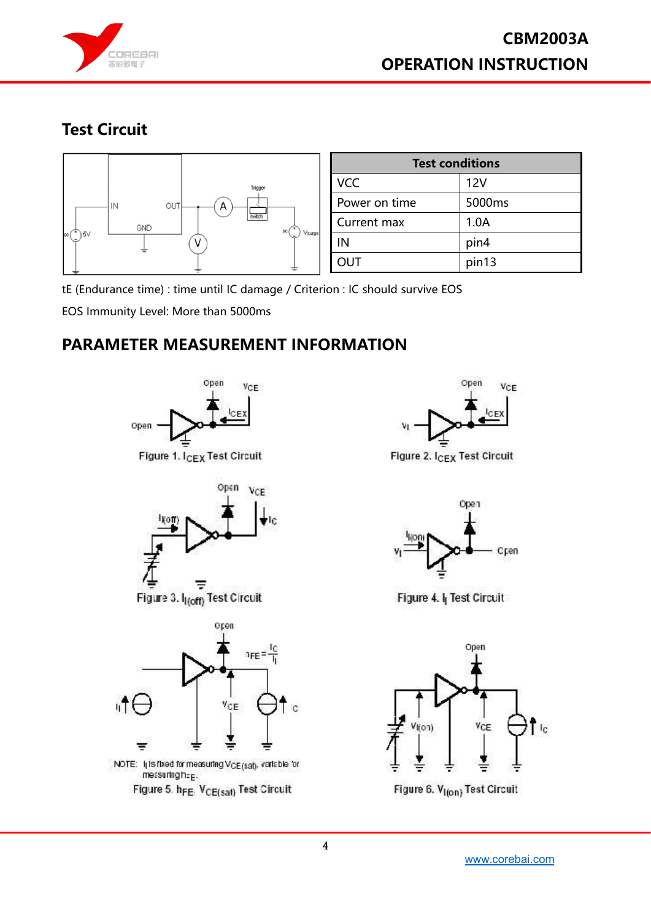## Test Circuit

| Test conditions | |
|---|---|
| VCC | 12V |
| Power on time | 5000ms |
| Current max | 1.0A |
| IN | pin4 |
| OUT | pin13 |

tE (Endurance time) : time until IC damage / Criterion : IC should survive EOS

EOS Immunity Level: More than 5000ms

## PARAMETER MEASUREMENT INFORMATION

Figure 1. $I_{CEX}$ Test Circuit

Figure 2. $I_{CEX}$ Test Circuit

Figure 3. $I_{I(off)}$ Test Circuit

Figure 4. $I_I$ Test Circuit

NOTE: $I_I$ is fixed for measuring $V_{CE(sat)}$, variable for measuring $h_{FE}$.

Figure 5. $h_{FE}$, $V_{CE(sat)}$ Test Circuit

Figure 6. $V_{I(on)}$ Test Circuit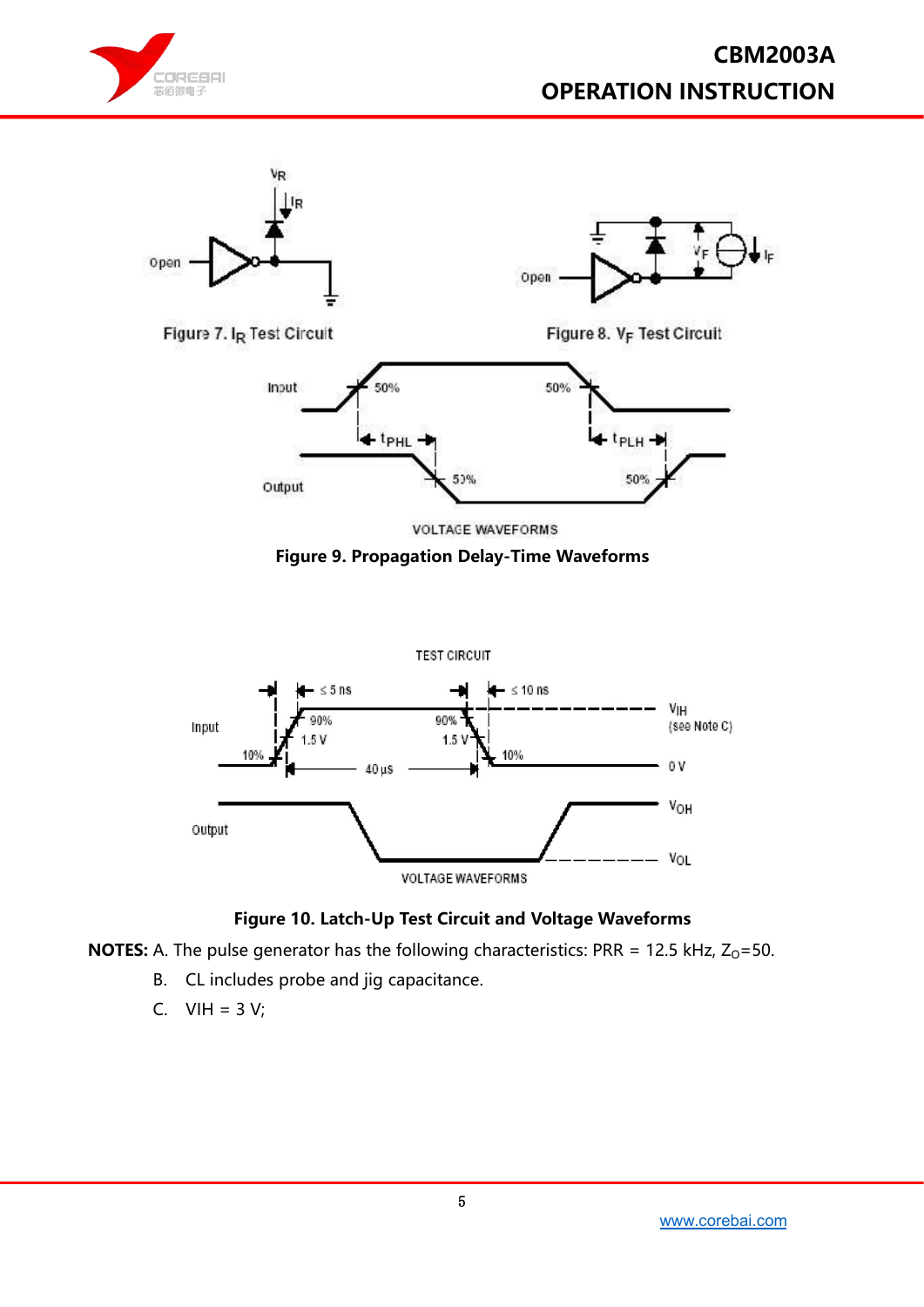Figure 7. $I_R$ Test Circuit

Figure 8. $V_F$ Test Circuit

**Figure 9. Propagation Delay-Time Waveforms**

**Figure 10. Latch-Up Test Circuit and Voltage Waveforms**

**NOTES:** A. The pulse generator has the following characteristics: PRR = 12.5 kHz, $Z_O$=50.

B. CL includes probe and jig capacitance.

C. VIH = 3 V;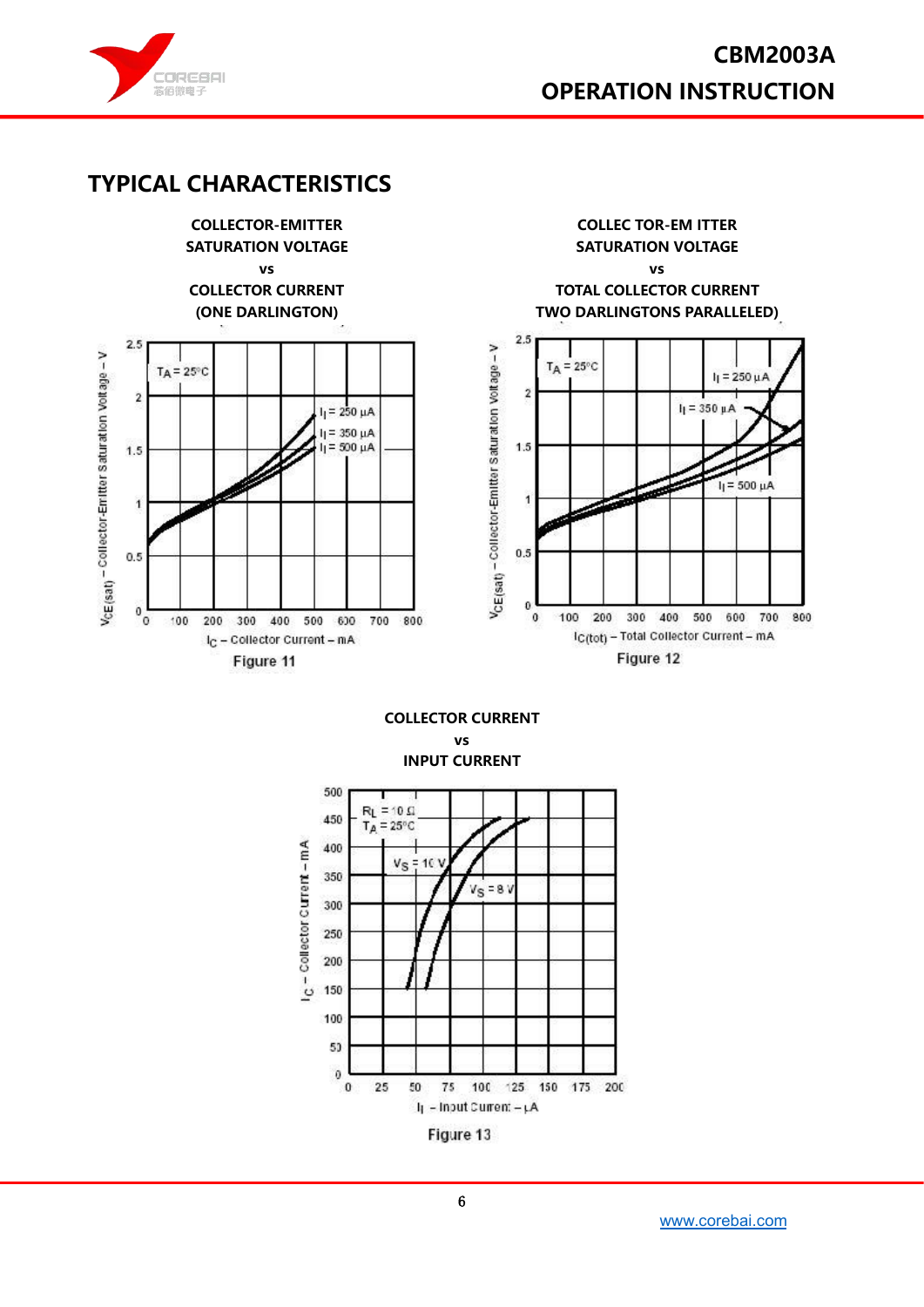## TYPICAL CHARACTERISTICS

**COLLECTOR-EMITTER SATURATION VOLTAGE vs COLLECTOR CURRENT (ONE DARLINGTON)**

Figure 11

**COLLEC TOR-EM ITTER SATURATION VOLTAGE vs TOTAL COLLECTOR CURRENT TWO DARLINGTONS PARALLELED)**

Figure 12

**COLLECTOR CURRENT vs INPUT CURRENT**

Figure 13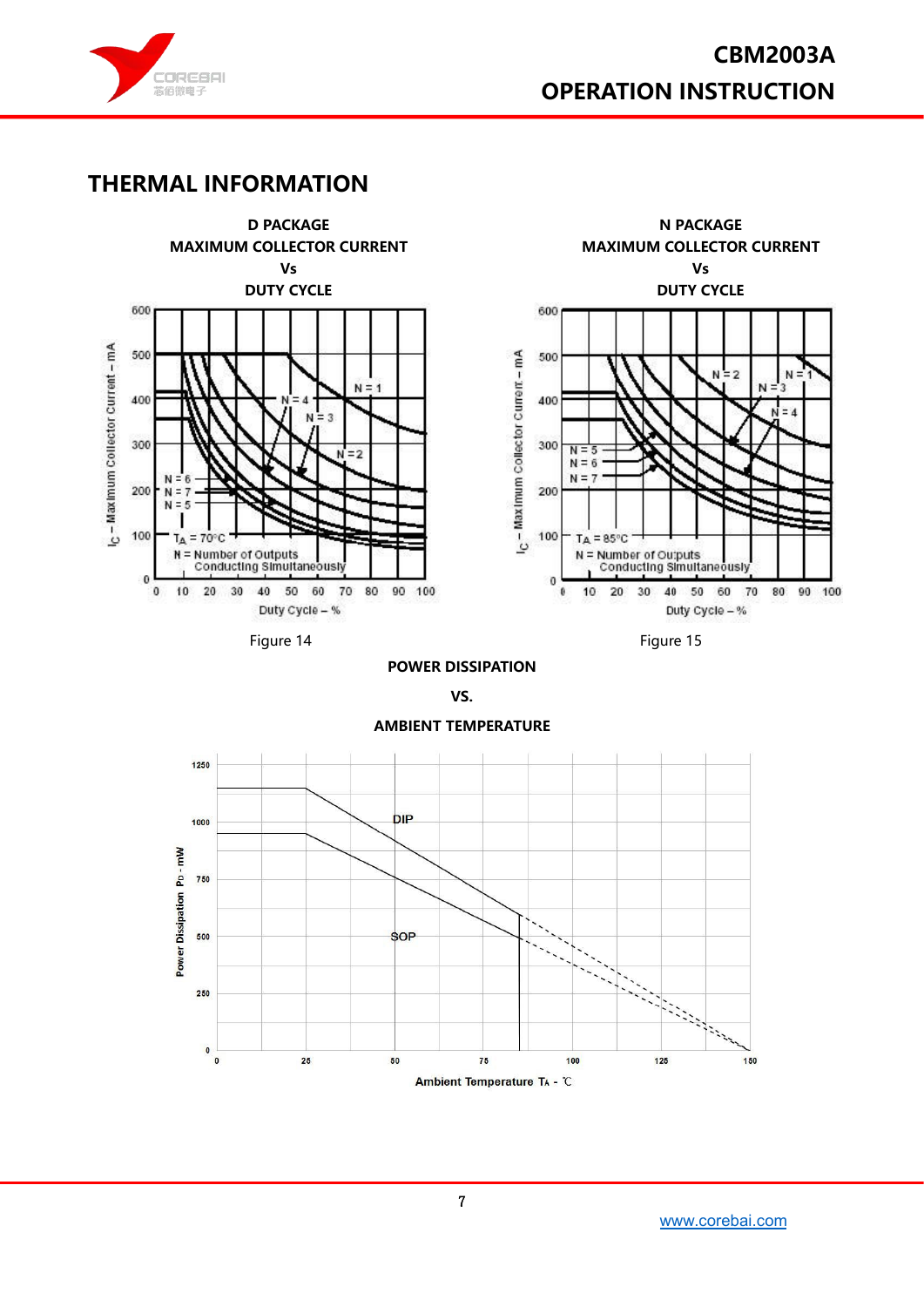## THERMAL INFORMATION

**D PACKAGE**
**MAXIMUM COLLECTOR CURRENT**
**Vs**
**DUTY CYCLE**

Figure 14

**N PACKAGE**
**MAXIMUM COLLECTOR CURRENT**
**Vs**
**DUTY CYCLE**

Figure 15

**POWER DISSIPATION**

**VS.**

**AMBIENT TEMPERATURE**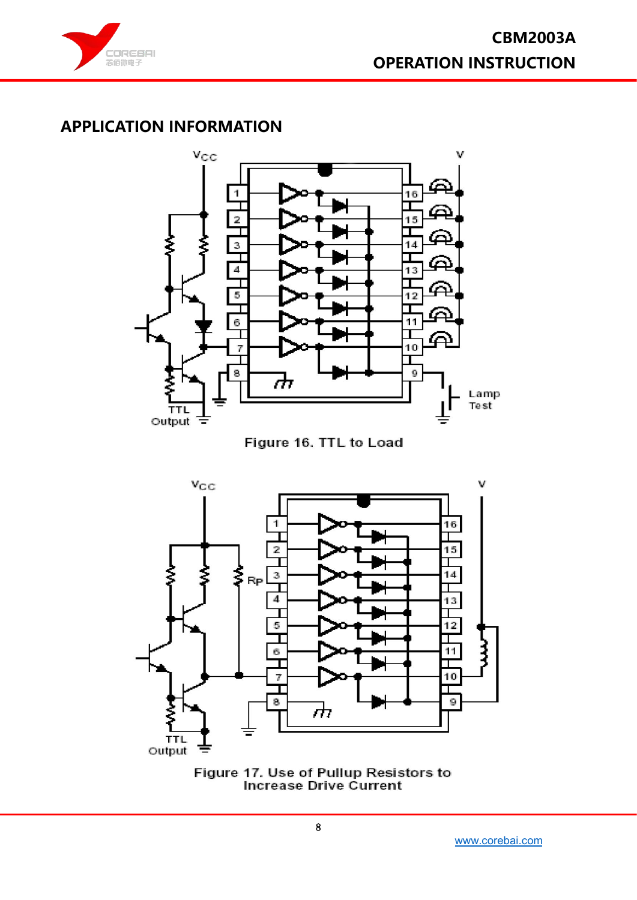## APPLICATION INFORMATION

Figure 16. TTL to Load

Figure 17. Use of Pullup Resistors to Increase Drive Current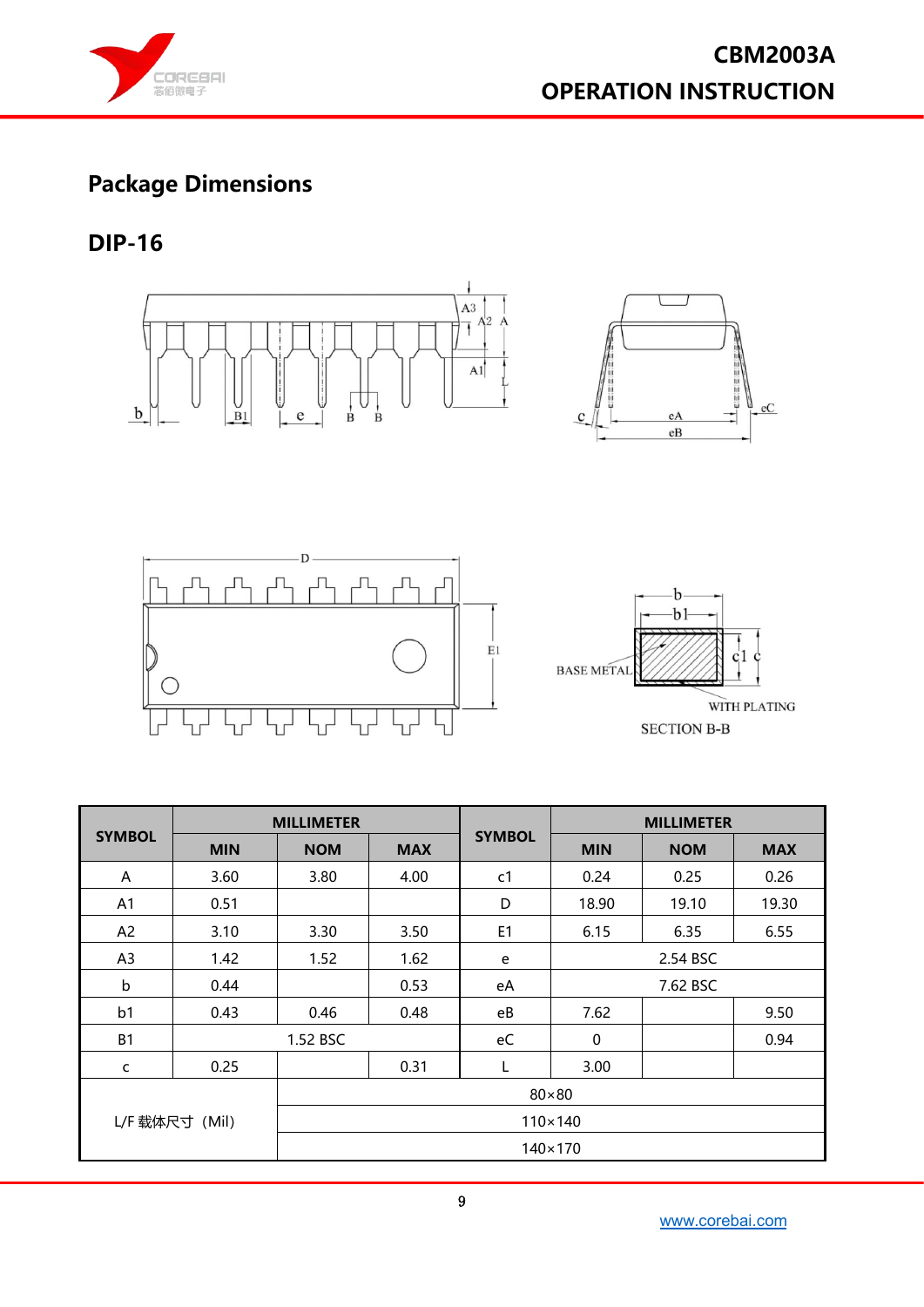## Package Dimensions

### DIP-16

| SYMBOL | MILLIMETER | | | SYMBOL | MILLIMETER | | |
|---|---|---|---|---|---|---|---|
| | MIN | NOM | MAX | | MIN | NOM | MAX |
| A | 3.60 | 3.80 | 4.00 | c1 | 0.24 | 0.25 | 0.26 |
| A1 | 0.51 | | | D | 18.90 | 19.10 | 19.30 |
| A2 | 3.10 | 3.30 | 3.50 | E1 | 6.15 | 6.35 | 6.55 |
| A3 | 1.42 | 1.52 | 1.62 | e | 2.54 BSC | | |
| b | 0.44 | | 0.53 | eA | 7.62 BSC | | |
| b1 | 0.43 | 0.46 | 0.48 | eB | 7.62 | | 9.50 |
| B1 | 1.52 BSC | | | eC | 0 | | 0.94 |
| c | 0.25 | | 0.31 | L | 3.00 | | |
| L/F 载体尺寸（Mil） | | 80×80 | | | | | |
| | | 110×140 | | | | | |
| | | 140×170 | | | | | |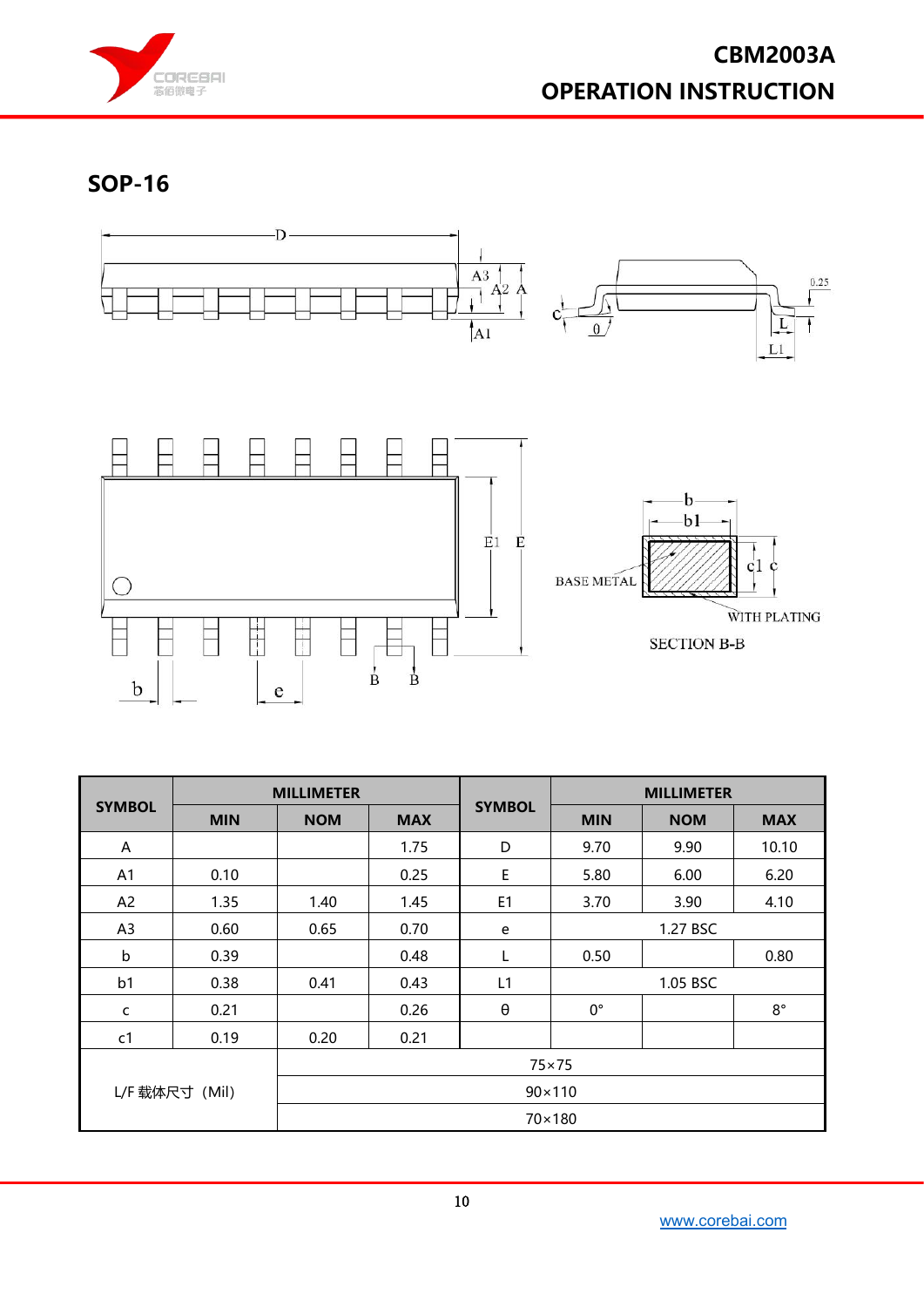## SOP-16

| SYMBOL | MILLIMETER | | | SYMBOL | MILLIMETER | | |
|---|---|---|---|---|---|---|---|
| | MIN | NOM | MAX | | MIN | NOM | MAX |
| A | | | 1.75 | D | 9.70 | 9.90 | 10.10 |
| A1 | 0.10 | | 0.25 | E | 5.80 | 6.00 | 6.20 |
| A2 | 1.35 | 1.40 | 1.45 | E1 | 3.70 | 3.90 | 4.10 |
| A3 | 0.60 | 0.65 | 0.70 | e | 1.27 BSC | | |
| b | 0.39 | | 0.48 | L | 0.50 | | 0.80 |
| b1 | 0.38 | 0.41 | 0.43 | L1 | 1.05 BSC | | |
| c | 0.21 | | 0.26 | θ | 0° | | 8° |
| c1 | 0.19 | 0.20 | 0.21 | | | | |
| L/F 载体尺寸（Mil） | | 75×75 | | | | | |
| | | 90×110 | | | | | |
| | | 70×180 | | | | | |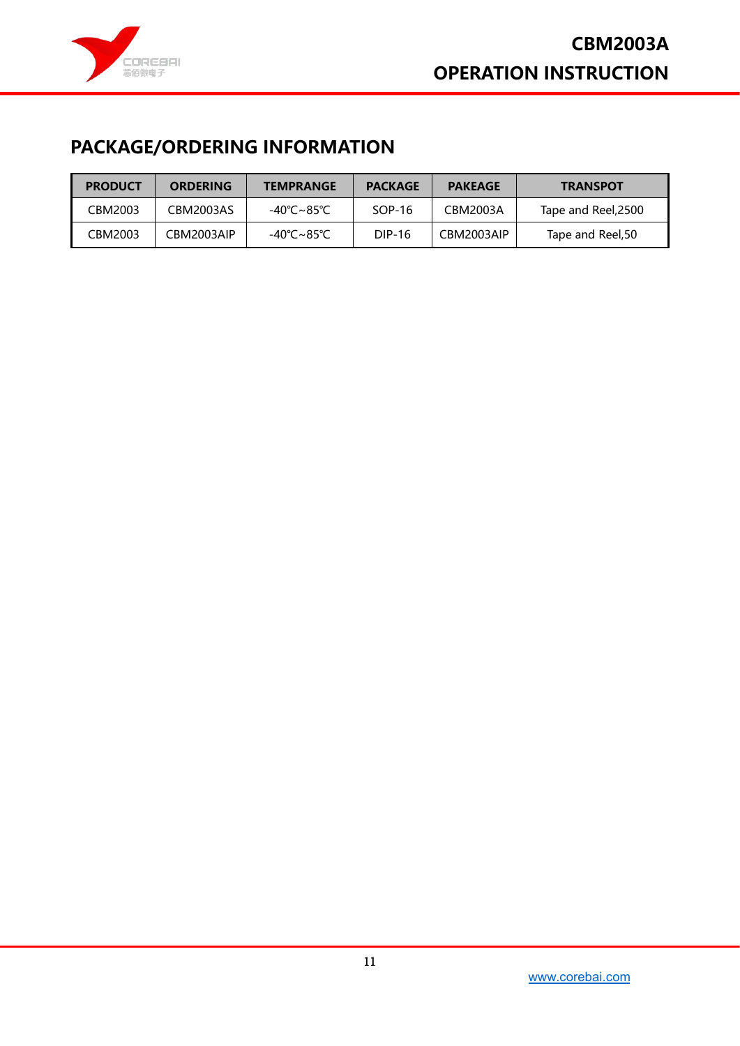## PACKAGE/ORDERING INFORMATION

| PRODUCT | ORDERING | TEMPRANGE | PACKAGE | PAKEAGE | TRANSPOT |
|---|---|---|---|---|---|
| CBM2003 | CBM2003AS | -40℃~85℃ | SOP-16 | CBM2003A | Tape and Reel,2500 |
| CBM2003 | CBM2003AIP | -40℃~85℃ | DIP-16 | CBM2003AIP | Tape and Reel,50 |